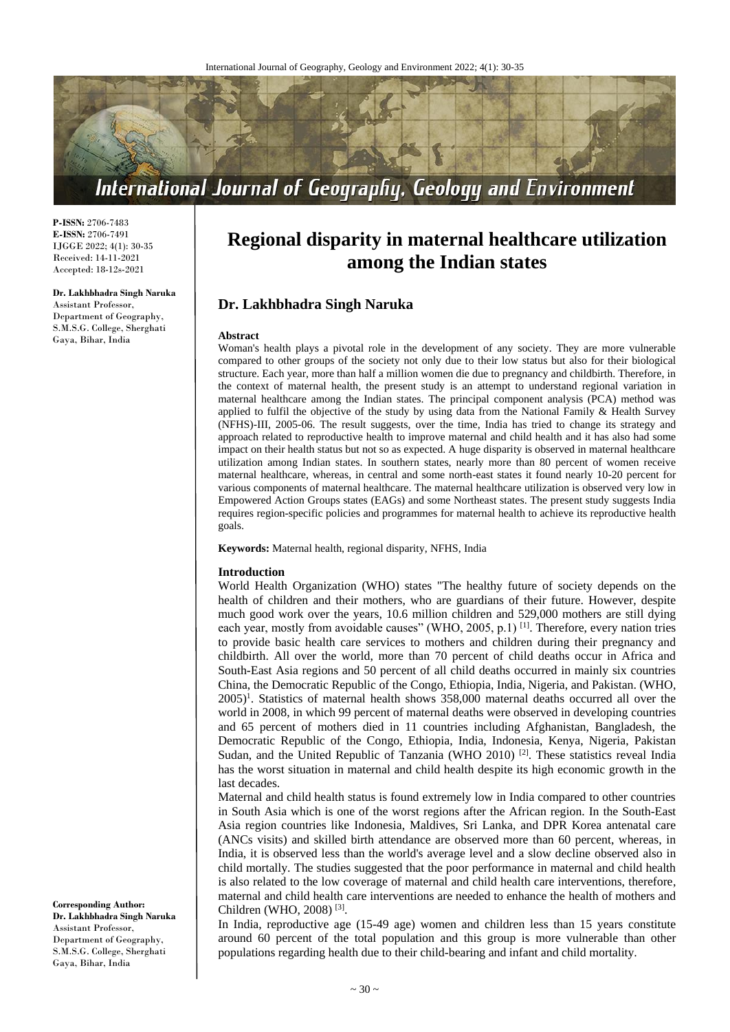**P-ISSN:** 2706-7483
**E-ISSN:** 2706-7491
IJGGE 2022; 4(1): 30-35
Received: 14-11-2021
Accepted: 18-12s-2021

**Dr. Lakhbhadra Singh Naruka**
Assistant Professor, Department of Geography, S.M.S.G. College, Sherghati Gaya, Bihar, India

**Corresponding Author:**
**Dr. Lakhbhadra Singh Naruka**
Assistant Professor, Department of Geography, S.M.S.G. College, Sherghati Gaya, Bihar, India

# Regional disparity in maternal healthcare utilization among the Indian states

## Dr. Lakhbhadra Singh Naruka

### Abstract

Woman's health plays a pivotal role in the development of any society. They are more vulnerable compared to other groups of the society not only due to their low status but also for their biological structure. Each year, more than half a million women die due to pregnancy and childbirth. Therefore, in the context of maternal health, the present study is an attempt to understand regional variation in maternal healthcare among the Indian states. The principal component analysis (PCA) method was applied to fulfil the objective of the study by using data from the National Family & Health Survey (NFHS)-III, 2005-06. The result suggests, over the time, India has tried to change its strategy and approach related to reproductive health to improve maternal and child health and it has also had some impact on their health status but not so as expected. A huge disparity is observed in maternal healthcare utilization among Indian states. In southern states, nearly more than 80 percent of women receive maternal healthcare, whereas, in central and some north-east states it found nearly 10-20 percent for various components of maternal healthcare. The maternal healthcare utilization is observed very low in Empowered Action Groups states (EAGs) and some Northeast states. The present study suggests India requires region-specific policies and programmes for maternal health to achieve its reproductive health goals.

**Keywords:** Maternal health, regional disparity, NFHS, India

### Introduction

World Health Organization (WHO) states "The healthy future of society depends on the health of children and their mothers, who are guardians of their future. However, despite much good work over the years, 10.6 million children and 529,000 mothers are still dying each year, mostly from avoidable causes" (WHO, 2005, p.1) [1]. Therefore, every nation tries to provide basic health care services to mothers and children during their pregnancy and childbirth. All over the world, more than 70 percent of child deaths occur in Africa and South-East Asia regions and 50 percent of all child deaths occurred in mainly six countries China, the Democratic Republic of the Congo, Ethiopia, India, Nigeria, and Pakistan. (WHO, 2005)[1]. Statistics of maternal health shows 358,000 maternal deaths occurred all over the world in 2008, in which 99 percent of maternal deaths were observed in developing countries and 65 percent of mothers died in 11 countries including Afghanistan, Bangladesh, the Democratic Republic of the Congo, Ethiopia, India, Indonesia, Kenya, Nigeria, Pakistan Sudan, and the United Republic of Tanzania (WHO 2010) [2]. These statistics reveal India has the worst situation in maternal and child health despite its high economic growth in the last decades.

Maternal and child health status is found extremely low in India compared to other countries in South Asia which is one of the worst regions after the African region. In the South-East Asia region countries like Indonesia, Maldives, Sri Lanka, and DPR Korea antenatal care (ANCs visits) and skilled birth attendance are observed more than 60 percent, whereas, in India, it is observed less than the world's average level and a slow decline observed also in child mortally. The studies suggested that the poor performance in maternal and child health is also related to the low coverage of maternal and child health care interventions, therefore, maternal and child health care interventions are needed to enhance the health of mothers and Children (WHO, 2008) [3].

In India, reproductive age (15-49 age) women and children less than 15 years constitute around 60 percent of the total population and this group is more vulnerable than other populations regarding health due to their child-bearing and infant and child mortality.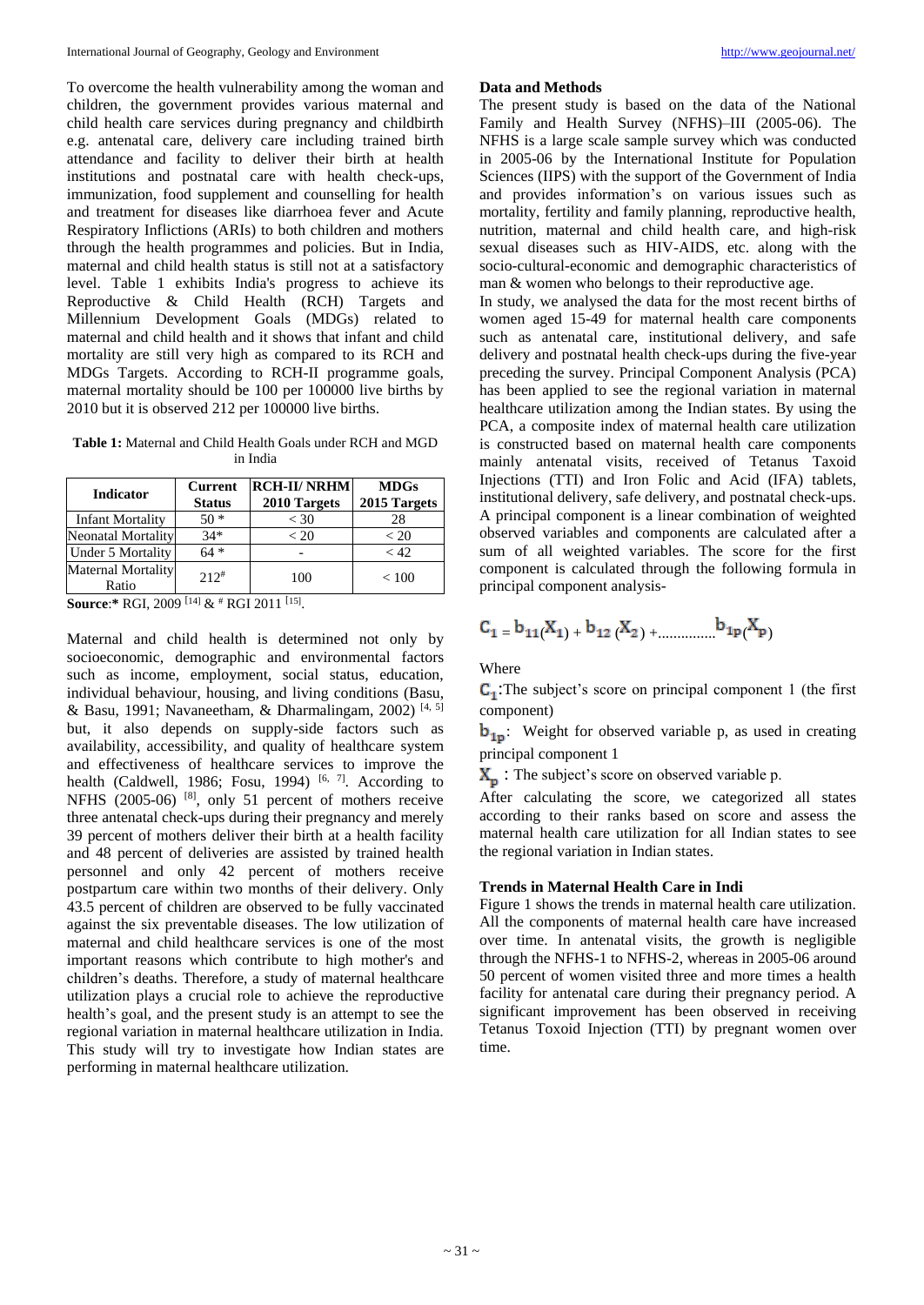To overcome the health vulnerability among the woman and children, the government provides various maternal and child health care services during pregnancy and childbirth e.g. antenatal care, delivery care including trained birth attendance and facility to deliver their birth at health institutions and postnatal care with health check-ups, immunization, food supplement and counselling for health and treatment for diseases like diarrhoea fever and Acute Respiratory Inflictions (ARIs) to both children and mothers through the health programmes and policies. But in India, maternal and child health status is still not at a satisfactory level. Table 1 exhibits India's progress to achieve its Reproductive & Child Health (RCH) Targets and Millennium Development Goals (MDGs) related to maternal and child health and it shows that infant and child mortality are still very high as compared to its RCH and MDGs Targets. According to RCH-II programme goals, maternal mortality should be 100 per 100000 live births by 2010 but it is observed 212 per 100000 live births.

**Table 1:** Maternal and Child Health Goals under RCH and MGD in India

| Indicator | Current Status | RCH-II/ NRHM 2010 Targets | MDGs 2015 Targets |
|---|---|---|---|
| Infant Mortality | 50 * | < 30 | 28 |
| Neonatal Mortality | 34* | < 20 | < 20 |
| Under 5 Mortality | 64 * | - | < 42 |
| Maternal Mortality Ratio | 212# | 100 | < 100 |

**Source**:* RGI, 2009 [14] & # RGI 2011 [15].

Maternal and child health is determined not only by socioeconomic, demographic and environmental factors such as income, employment, social status, education, individual behaviour, housing, and living conditions (Basu, & Basu, 1991; Navaneetham, & Dharmalingam, 2002) [4, 5] but, it also depends on supply-side factors such as availability, accessibility, and quality of healthcare system and effectiveness of healthcare services to improve the health (Caldwell, 1986; Fosu, 1994) [6, 7]. According to NFHS (2005-06) [8], only 51 percent of mothers receive three antenatal check-ups during their pregnancy and merely 39 percent of mothers deliver their birth at a health facility and 48 percent of deliveries are assisted by trained health personnel and only 42 percent of mothers receive postpartum care within two months of their delivery. Only 43.5 percent of children are observed to be fully vaccinated against the six preventable diseases. The low utilization of maternal and child healthcare services is one of the most important reasons which contribute to high mother's and children's deaths. Therefore, a study of maternal healthcare utilization plays a crucial role to achieve the reproductive health's goal, and the present study is an attempt to see the regional variation in maternal healthcare utilization in India. This study will try to investigate how Indian states are performing in maternal healthcare utilization.

## Data and Methods

The present study is based on the data of the National Family and Health Survey (NFHS)–III (2005-06). The NFHS is a large scale sample survey which was conducted in 2005-06 by the International Institute for Population Sciences (IIPS) with the support of the Government of India and provides information's on various issues such as mortality, fertility and family planning, reproductive health, nutrition, maternal and child health care, and high-risk sexual diseases such as HIV-AIDS, etc. along with the socio-cultural-economic and demographic characteristics of man & women who belongs to their reproductive age.

In study, we analysed the data for the most recent births of women aged 15-49 for maternal health care components such as antenatal care, institutional delivery, and safe delivery and postnatal health check-ups during the five-year preceding the survey. Principal Component Analysis (PCA) has been applied to see the regional variation in maternal healthcare utilization among the Indian states. By using the PCA, a composite index of maternal health care utilization is constructed based on maternal health care components mainly antenatal visits, received of Tetanus Taxoid Injections (TTI) and Iron Folic and Acid (IFA) tablets, institutional delivery, safe delivery, and postnatal check-ups. A principal component is a linear combination of weighted observed variables and components are calculated after a sum of all weighted variables. The score for the first component is calculated through the following formula in principal component analysis-

$$C_1 = b_{11}(X_1) + b_{12}(X_2) + \ldots\ldots\ldots\ldots\ldots b_{1p}(X_p)$$

Where

$C_1$:The subject's score on principal component 1 (the first component)

$b_{1p}$: Weight for observed variable p, as used in creating principal component 1

$X_p$ : The subject's score on observed variable p.

After calculating the score, we categorized all states according to their ranks based on score and assess the maternal health care utilization for all Indian states to see the regional variation in Indian states.

## Trends in Maternal Health Care in Indi

Figure 1 shows the trends in maternal health care utilization. All the components of maternal health care have increased over time. In antenatal visits, the growth is negligible through the NFHS-1 to NFHS-2, whereas in 2005-06 around 50 percent of women visited three and more times a health facility for antenatal care during their pregnancy period. A significant improvement has been observed in receiving Tetanus Toxoid Injection (TTI) by pregnant women over time.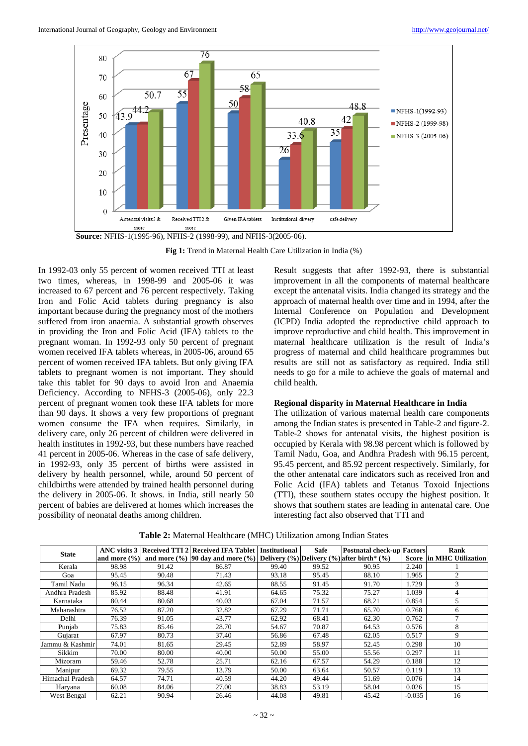Source: NFHS-1(1995-96), NFHS-2 (1998-99), and NFHS-3(2005-06).

**Fig 1:** Trend in Maternal Health Care Utilization in India (%)

In 1992-03 only 55 percent of women received TTI at least two times, whereas, in 1998-99 and 2005-06 it was increased to 67 percent and 76 percent respectively. Taking Iron and Folic Acid tablets during pregnancy is also important because during the pregnancy most of the mothers suffered from iron anaemia. A substantial growth observes in providing the Iron and Folic Acid (IFA) tablets to the pregnant woman. In 1992-93 only 50 percent of pregnant women received IFA tablets whereas, in 2005-06, around 65 percent of women received IFA tablets. But only giving IFA tablets to pregnant women is not important. They should take this tablet for 90 days to avoid Iron and Anaemia Deficiency. According to NFHS-3 (2005-06), only 22.3 percent of pregnant women took these IFA tablets for more than 90 days. It shows a very few proportions of pregnant women consume the IFA when requires. Similarly, in delivery care, only 26 percent of children were delivered in health institutes in 1992-93, but these numbers have reached 41 percent in 2005-06. Whereas in the case of safe delivery, in 1992-93, only 35 percent of births were assisted in delivery by health personnel, while, around 50 percent of childbirths were attended by trained health personnel during the delivery in 2005-06. It shows. in India, still nearly 50 percent of babies are delivered at homes which increases the possibility of neonatal deaths among children.

Result suggests that after 1992-93, there is substantial improvement in all the components of maternal healthcare except the antenatal visits. India changed its strategy and the approach of maternal health over time and in 1994, after the Internal Conference on Population and Development (ICPD) India adopted the reproductive child approach to improve reproductive and child health. This improvement in maternal healthcare utilization is the result of India's progress of maternal and child healthcare programmes but results are still not as satisfactory as required. India still needs to go for a mile to achieve the goals of maternal and child health.

**Regional disparity in Maternal Healthcare in India**

The utilization of various maternal health care components among the Indian states is presented in Table-2 and figure-2. Table-2 shows for antenatal visits, the highest position is occupied by Kerala with 98.98 percent which is followed by Tamil Nadu, Goa, and Andhra Pradesh with 96.15 percent, 95.45 percent, and 85.92 percent respectively. Similarly, for the other antenatal care indicators such as received Iron and Folic Acid (IFA) tablets and Tetanus Toxoid Injections (TTI), these southern states occupy the highest position. It shows that southern states are leading in antenatal care. One interesting fact also observed that TTI and

**Table 2:** Maternal Healthcare (MHC) Utilization among Indian States

| State | ANC visits 3 and more (%) | Received TTI 2 and more (%) | Received IFA Tablet 90 day and more (%) | Institutional Delivery (%) | Safe Delivery (%) | Postnatal check-up after birth* (%) | Factors Score | Rank in MHC Utilization |
|---|---|---|---|---|---|---|---|---|
| Kerala | 98.98 | 91.42 | 86.87 | 99.40 | 99.52 | 90.95 | 2.240 | 1 |
| Goa | 95.45 | 90.48 | 71.43 | 93.18 | 95.45 | 88.10 | 1.965 | 2 |
| Tamil Nadu | 96.15 | 96.34 | 42.65 | 88.55 | 91.45 | 91.70 | 1.729 | 3 |
| Andhra Pradesh | 85.92 | 88.48 | 41.91 | 64.65 | 75.32 | 75.27 | 1.039 | 4 |
| Karnataka | 80.44 | 80.68 | 40.03 | 67.04 | 71.57 | 68.21 | 0.854 | 5 |
| Maharashtra | 76.52 | 87.20 | 32.82 | 67.29 | 71.71 | 65.70 | 0.768 | 6 |
| Delhi | 76.39 | 91.05 | 43.77 | 62.92 | 68.41 | 62.30 | 0.762 | 7 |
| Punjab | 75.83 | 85.46 | 28.70 | 54.67 | 70.87 | 64.53 | 0.576 | 8 |
| Gujarat | 67.97 | 80.73 | 37.40 | 56.86 | 67.48 | 62.05 | 0.517 | 9 |
| Jammu & Kashmir | 74.01 | 81.65 | 29.45 | 52.89 | 58.97 | 52.45 | 0.298 | 10 |
| Sikkim | 70.00 | 80.00 | 40.00 | 50.00 | 55.00 | 55.56 | 0.297 | 11 |
| Mizoram | 59.46 | 52.78 | 25.71 | 62.16 | 67.57 | 54.29 | 0.188 | 12 |
| Manipur | 69.32 | 79.55 | 13.79 | 50.00 | 63.64 | 50.57 | 0.119 | 13 |
| Himachal Pradesh | 64.57 | 74.71 | 40.59 | 44.20 | 49.44 | 51.69 | 0.076 | 14 |
| Haryana | 60.08 | 84.06 | 27.00 | 38.83 | 53.19 | 58.04 | 0.026 | 15 |
| West Bengal | 62.21 | 90.94 | 26.46 | 44.08 | 49.81 | 45.42 | -0.035 | 16 |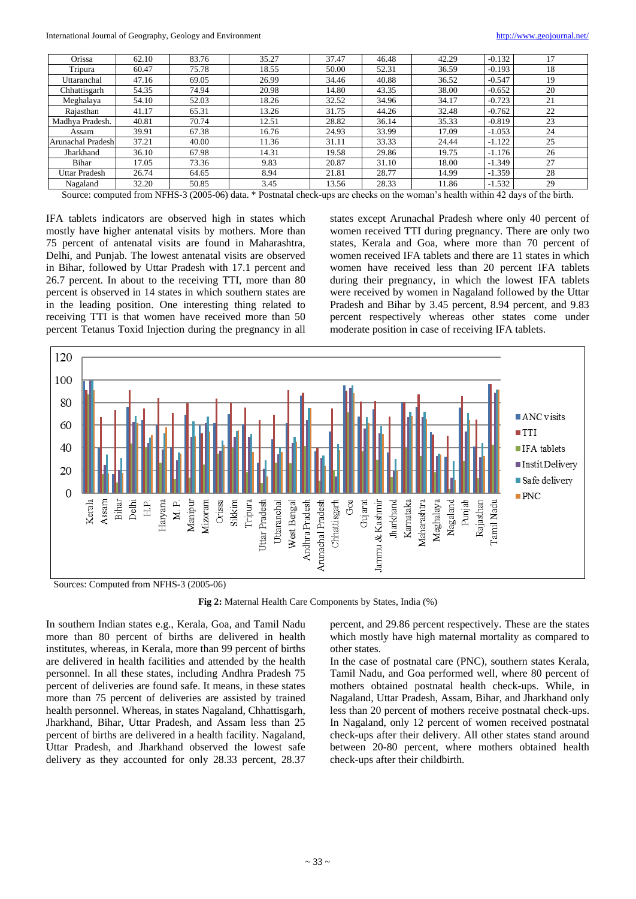| | | | | | | | | |
|---|---|---|---|---|---|---|---|---|
| Orissa | 62.10 | 83.76 | 35.27 | 37.47 | 46.48 | 42.29 | -0.132 | 17 |
| Tripura | 60.47 | 75.78 | 18.55 | 50.00 | 52.31 | 36.59 | -0.193 | 18 |
| Uttaranchal | 47.16 | 69.05 | 26.99 | 34.46 | 40.88 | 36.52 | -0.547 | 19 |
| Chhattisgarh | 54.35 | 74.94 | 20.98 | 14.80 | 43.35 | 38.00 | -0.652 | 20 |
| Meghalaya | 54.10 | 52.03 | 18.26 | 32.52 | 34.96 | 34.17 | -0.723 | 21 |
| Rajasthan | 41.17 | 65.31 | 13.26 | 31.75 | 44.26 | 32.48 | -0.762 | 22 |
| Madhya Pradesh. | 40.81 | 70.74 | 12.51 | 28.82 | 36.14 | 35.33 | -0.819 | 23 |
| Assam | 39.91 | 67.38 | 16.76 | 24.93 | 33.99 | 17.09 | -1.053 | 24 |
| Arunachal Pradesh | 37.21 | 40.00 | 11.36 | 31.11 | 33.33 | 24.44 | -1.122 | 25 |
| Jharkhand | 36.10 | 67.98 | 14.31 | 19.58 | 29.86 | 19.75 | -1.176 | 26 |
| Bihar | 17.05 | 73.36 | 9.83 | 20.87 | 31.10 | 18.00 | -1.349 | 27 |
| Uttar Pradesh | 26.74 | 64.65 | 8.94 | 21.81 | 28.77 | 14.99 | -1.359 | 28 |
| Nagaland | 32.20 | 50.85 | 3.45 | 13.56 | 28.33 | 11.86 | -1.532 | 29 |

Source: computed from NFHS-3 (2005-06) data. * Postnatal check-ups are checks on the woman's health within 42 days of the birth.

IFA tablets indicators are observed high in states which mostly have higher antenatal visits by mothers. More than 75 percent of antenatal visits are found in Maharashtra, Delhi, and Punjab. The lowest antenatal visits are observed in Bihar, followed by Uttar Pradesh with 17.1 percent and 26.7 percent. In about to the receiving TTI, more than 80 percent is observed in 14 states in which southern states are in the leading position. One interesting thing related to receiving TTI is that women have received more than 50 percent Tetanus Toxid Injection during the pregnancy in all states except Arunachal Pradesh where only 40 percent of women received TTI during pregnancy. There are only two states, Kerala and Goa, where more than 70 percent of women received IFA tablets and there are 11 states in which women have received less than 20 percent IFA tablets during their pregnancy, in which the lowest IFA tablets were received by women in Nagaland followed by the Uttar Pradesh and Bihar by 3.45 percent, 8.94 percent, and 9.83 percent respectively whereas other states come under moderate position in case of receiving IFA tablets.

Sources: Computed from NFHS-3 (2005-06)

**Fig 2:** Maternal Health Care Components by States, India (%)

In southern Indian states e.g., Kerala, Goa, and Tamil Nadu more than 80 percent of births are delivered in health institutes, whereas, in Kerala, more than 99 percent of births are delivered in health facilities and attended by the health personnel. In all these states, including Andhra Pradesh 75 percent of deliveries are found safe. It means, in these states more than 75 percent of deliveries are assisted by trained health personnel. Whereas, in states Nagaland, Chhattisgarh, Jharkhand, Bihar, Uttar Pradesh, and Assam less than 25 percent of births are delivered in a health facility. Nagaland, Uttar Pradesh, and Jharkhand observed the lowest safe delivery as they accounted for only 28.33 percent, 28.37 percent, and 29.86 percent respectively. These are the states which mostly have high maternal mortality as compared to other states.

In the case of postnatal care (PNC), southern states Kerala, Tamil Nadu, and Goa performed well, where 80 percent of mothers obtained postnatal health check-ups. While, in Nagaland, Uttar Pradesh, Assam, Bihar, and Jharkhand only less than 20 percent of mothers receive postnatal check-ups. In Nagaland, only 12 percent of women received postnatal check-ups after their delivery. All other states stand around between 20-80 percent, where mothers obtained health check-ups after their childbirth.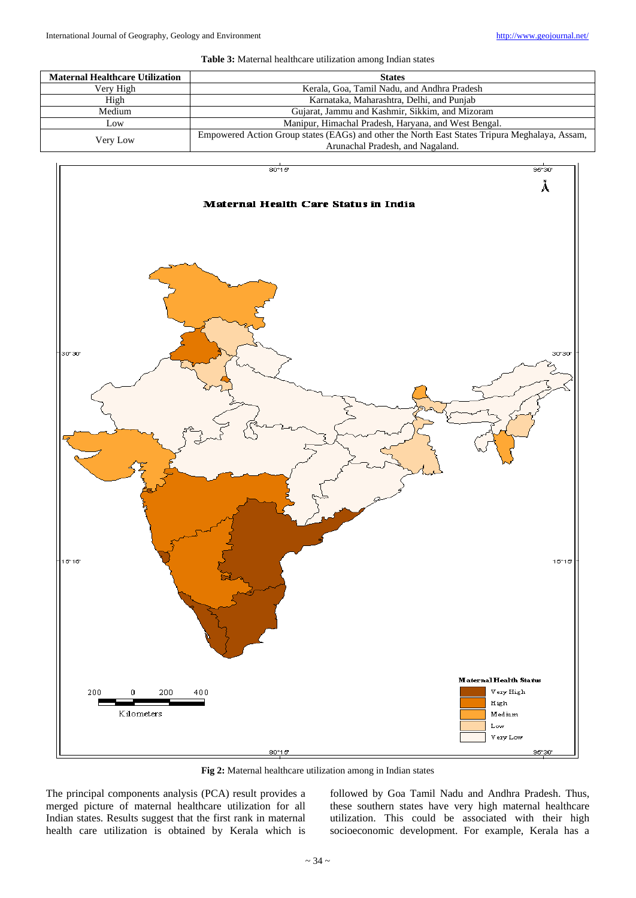**Table 3:** Maternal healthcare utilization among Indian states

| Maternal Healthcare Utilization | States |
|---|---|
| Very High | Kerala, Goa, Tamil Nadu, and Andhra Pradesh |
| High | Karnataka, Maharashtra, Delhi, and Punjab |
| Medium | Gujarat, Jammu and Kashmir, Sikkim, and Mizoram |
| Low | Manipur, Himachal Pradesh, Haryana, and West Bengal. |
| Very Low | Empowered Action Group states (EAGs) and other the North East States Tripura Meghalaya, Assam, Arunachal Pradesh, and Nagaland. |

**Fig 2:** Maternal healthcare utilization among in Indian states

The principal components analysis (PCA) result provides a merged picture of maternal healthcare utilization for all Indian states. Results suggest that the first rank in maternal health care utilization is obtained by Kerala which is followed by Goa Tamil Nadu and Andhra Pradesh. Thus, these southern states have very high maternal healthcare utilization. This could be associated with their high socioeconomic development. For example, Kerala has a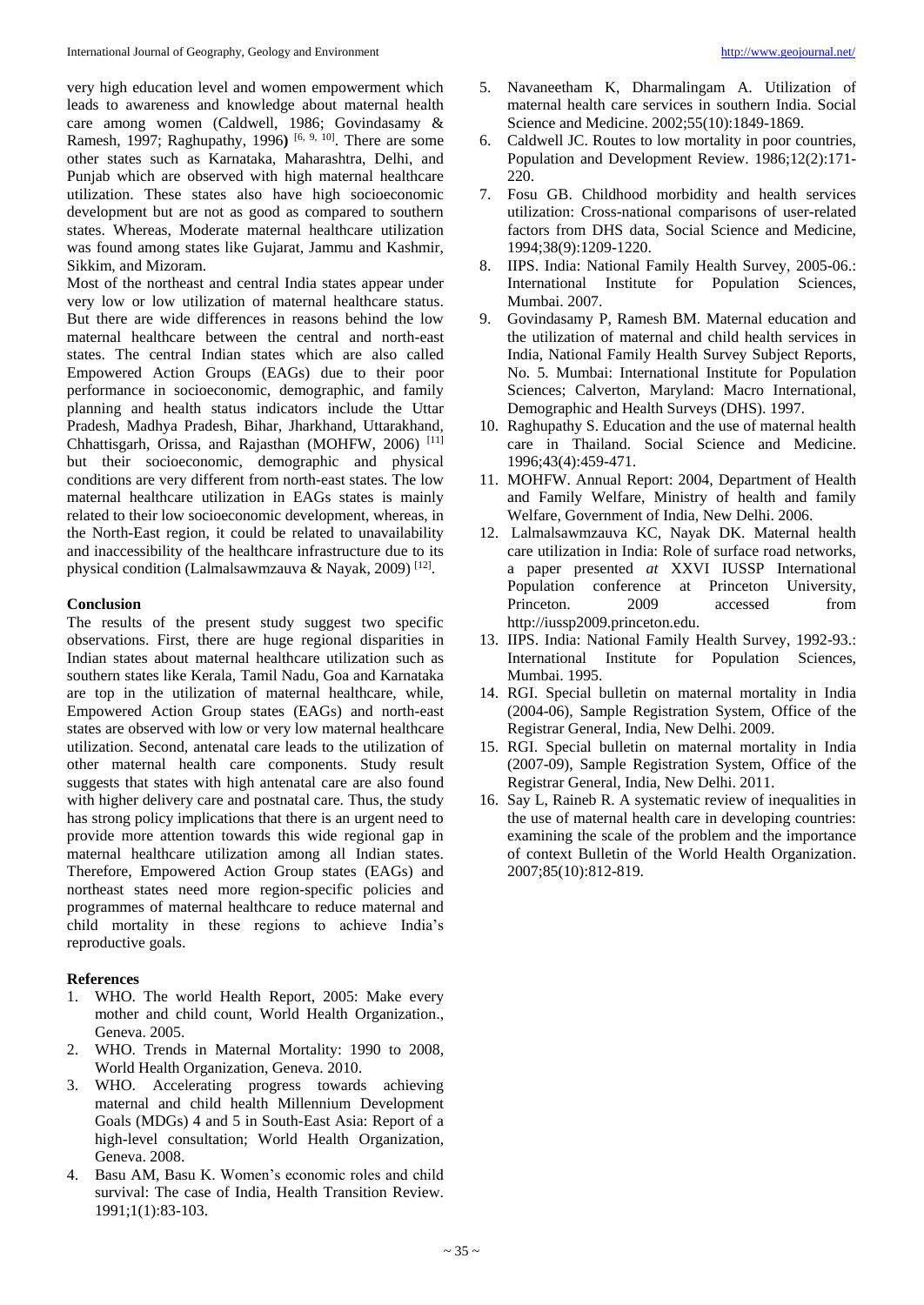very high education level and women empowerment which leads to awareness and knowledge about maternal health care among women (Caldwell, 1986; Govindasamy & Ramesh, 1997; Raghupathy, 1996) [6, 9, 10]. There are some other states such as Karnataka, Maharashtra, Delhi, and Punjab which are observed with high maternal healthcare utilization. These states also have high socioeconomic development but are not as good as compared to southern states. Whereas, Moderate maternal healthcare utilization was found among states like Gujarat, Jammu and Kashmir, Sikkim, and Mizoram.

Most of the northeast and central India states appear under very low or low utilization of maternal healthcare status. But there are wide differences in reasons behind the low maternal healthcare between the central and north-east states. The central Indian states which are also called Empowered Action Groups (EAGs) due to their poor performance in socioeconomic, demographic, and family planning and health status indicators include the Uttar Pradesh, Madhya Pradesh, Bihar, Jharkhand, Uttarakhand, Chhattisgarh, Orissa, and Rajasthan (MOHFW, 2006) [11] but their socioeconomic, demographic and physical conditions are very different from north-east states. The low maternal healthcare utilization in EAGs states is mainly related to their low socioeconomic development, whereas, in the North-East region, it could be related to unavailability and inaccessibility of the healthcare infrastructure due to its physical condition (Lalmalsawmzauva & Nayak, 2009) [12].

## Conclusion

The results of the present study suggest two specific observations. First, there are huge regional disparities in Indian states about maternal healthcare utilization such as southern states like Kerala, Tamil Nadu, Goa and Karnataka are top in the utilization of maternal healthcare, while, Empowered Action Group states (EAGs) and north-east states are observed with low or very low maternal healthcare utilization. Second, antenatal care leads to the utilization of other maternal health care components. Study result suggests that states with high antenatal care are also found with higher delivery care and postnatal care. Thus, the study has strong policy implications that there is an urgent need to provide more attention towards this wide regional gap in maternal healthcare utilization among all Indian states. Therefore, Empowered Action Group states (EAGs) and northeast states need more region-specific policies and programmes of maternal healthcare to reduce maternal and child mortality in these regions to achieve India's reproductive goals.

## References

1. WHO. The world Health Report, 2005: Make every mother and child count, World Health Organization., Geneva. 2005.
2. WHO. Trends in Maternal Mortality: 1990 to 2008, World Health Organization, Geneva. 2010.
3. WHO. Accelerating progress towards achieving maternal and child health Millennium Development Goals (MDGs) 4 and 5 in South-East Asia: Report of a high-level consultation; World Health Organization, Geneva. 2008.
4. Basu AM, Basu K. Women's economic roles and child survival: The case of India, Health Transition Review. 1991;1(1):83-103.
5. Navaneetham K, Dharmalingam A. Utilization of maternal health care services in southern India. Social Science and Medicine. 2002;55(10):1849-1869.
6. Caldwell JC. Routes to low mortality in poor countries, Population and Development Review. 1986;12(2):171-220.
7. Fosu GB. Childhood morbidity and health services utilization: Cross-national comparisons of user-related factors from DHS data, Social Science and Medicine, 1994;38(9):1209-1220.
8. IIPS. India: National Family Health Survey, 2005-06.: International Institute for Population Sciences, Mumbai. 2007.
9. Govindasamy P, Ramesh BM. Maternal education and the utilization of maternal and child health services in India, National Family Health Survey Subject Reports, No. 5. Mumbai: International Institute for Population Sciences; Calverton, Maryland: Macro International, Demographic and Health Surveys (DHS). 1997.
10. Raghupathy S. Education and the use of maternal health care in Thailand. Social Science and Medicine. 1996;43(4):459-471.
11. MOHFW. Annual Report: 2004, Department of Health and Family Welfare, Ministry of health and family Welfare, Government of India, New Delhi. 2006.
12. Lalmalsawmzauva KC, Nayak DK. Maternal health care utilization in India: Role of surface road networks, a paper presented *at* XXVI IUSSP International Population conference at Princeton University, Princeton. 2009 accessed from http://iussp2009.princeton.edu.
13. IIPS. India: National Family Health Survey, 1992-93.: International Institute for Population Sciences, Mumbai. 1995.
14. RGI. Special bulletin on maternal mortality in India (2004-06), Sample Registration System, Office of the Registrar General, India, New Delhi. 2009.
15. RGI. Special bulletin on maternal mortality in India (2007-09), Sample Registration System, Office of the Registrar General, India, New Delhi. 2011.
16. Say L, Raineb R. A systematic review of inequalities in the use of maternal health care in developing countries: examining the scale of the problem and the importance of context Bulletin of the World Health Organization. 2007;85(10):812-819.